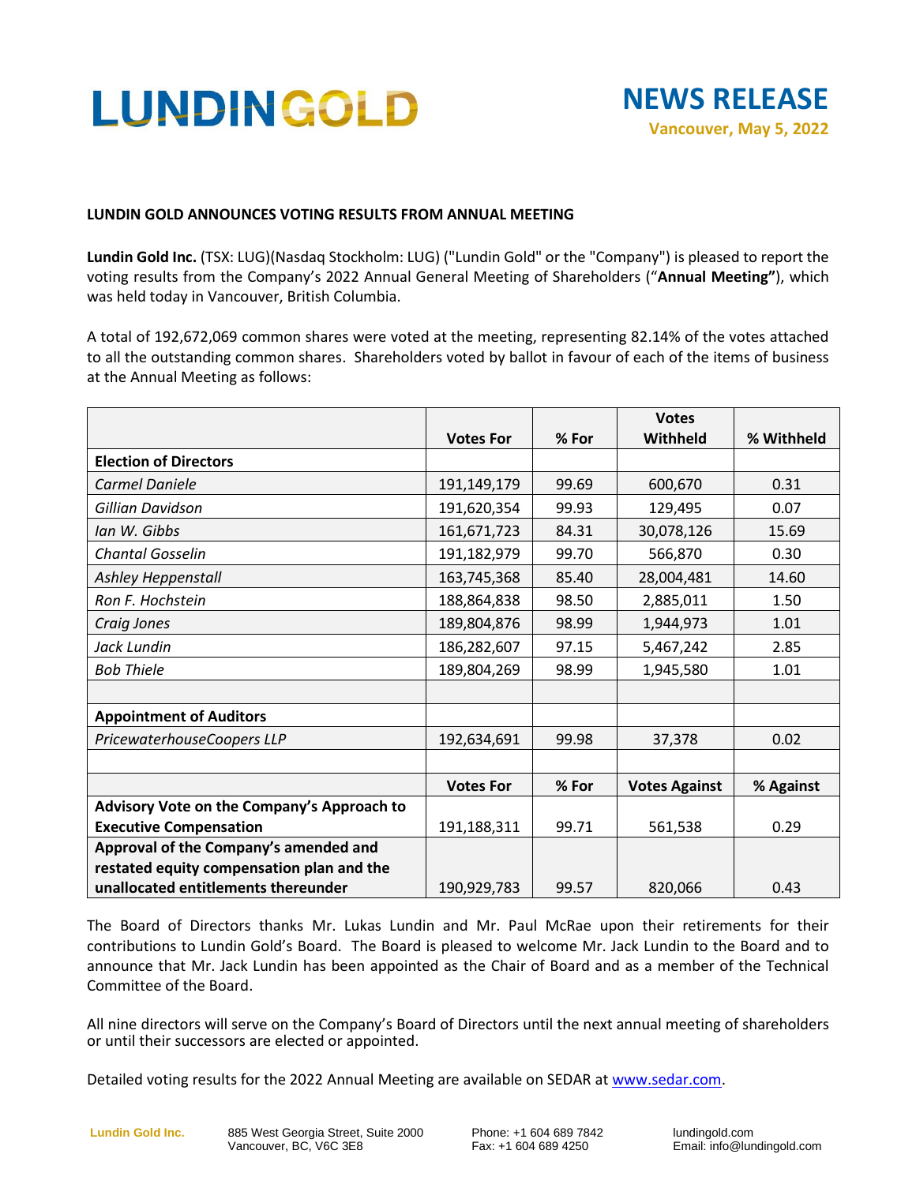# LUNDIN GOLD

**NEWS RELEASE**
**Vancouver, May 5, 2022**

## LUNDIN GOLD ANNOUNCES VOTING RESULTS FROM ANNUAL MEETING

**Lundin Gold Inc.** (TSX: LUG)(Nasdaq Stockholm: LUG) ("Lundin Gold" or the "Company") is pleased to report the voting results from the Company's 2022 Annual General Meeting of Shareholders ("**Annual Meeting"**), which was held today in Vancouver, British Columbia.

A total of 192,672,069 common shares were voted at the meeting, representing 82.14% of the votes attached to all the outstanding common shares. Shareholders voted by ballot in favour of each of the items of business at the Annual Meeting as follows:

| | Votes For | % For | Votes Withheld | % Withheld |
|---|---|---|---|---|
| **Election of Directors** | | | | |
| *Carmel Daniele* | 191,149,179 | 99.69 | 600,670 | 0.31 |
| *Gillian Davidson* | 191,620,354 | 99.93 | 129,495 | 0.07 |
| *Ian W. Gibbs* | 161,671,723 | 84.31 | 30,078,126 | 15.69 |
| *Chantal Gosselin* | 191,182,979 | 99.70 | 566,870 | 0.30 |
| *Ashley Heppenstall* | 163,745,368 | 85.40 | 28,004,481 | 14.60 |
| *Ron F. Hochstein* | 188,864,838 | 98.50 | 2,885,011 | 1.50 |
| *Craig Jones* | 189,804,876 | 98.99 | 1,944,973 | 1.01 |
| *Jack Lundin* | 186,282,607 | 97.15 | 5,467,242 | 2.85 |
| *Bob Thiele* | 189,804,269 | 98.99 | 1,945,580 | 1.01 |
| | | | | |
| **Appointment of Auditors** | | | | |
| *PricewaterhouseCoopers LLP* | 192,634,691 | 99.98 | 37,378 | 0.02 |
| | | | | |
| | **Votes For** | **% For** | **Votes Against** | **% Against** |
| **Advisory Vote on the Company's Approach to Executive Compensation** | 191,188,311 | 99.71 | 561,538 | 0.29 |
| **Approval of the Company's amended and restated equity compensation plan and the unallocated entitlements thereunder** | 190,929,783 | 99.57 | 820,066 | 0.43 |

The Board of Directors thanks Mr. Lukas Lundin and Mr. Paul McRae upon their retirements for their contributions to Lundin Gold's Board. The Board is pleased to welcome Mr. Jack Lundin to the Board and to announce that Mr. Jack Lundin has been appointed as the Chair of Board and as a member of the Technical Committee of the Board.

All nine directors will serve on the Company's Board of Directors until the next annual meeting of shareholders or until their successors are elected or appointed.

Detailed voting results for the 2022 Annual Meeting are available on SEDAR at www.sedar.com.

Lundin Gold Inc. | 885 West Georgia Street, Suite 2000, Vancouver, BC, V6C 3E8 | Phone: +1 604 689 7842 | Fax: +1 604 689 4250 | lundingold.com | Email: info@lundingold.com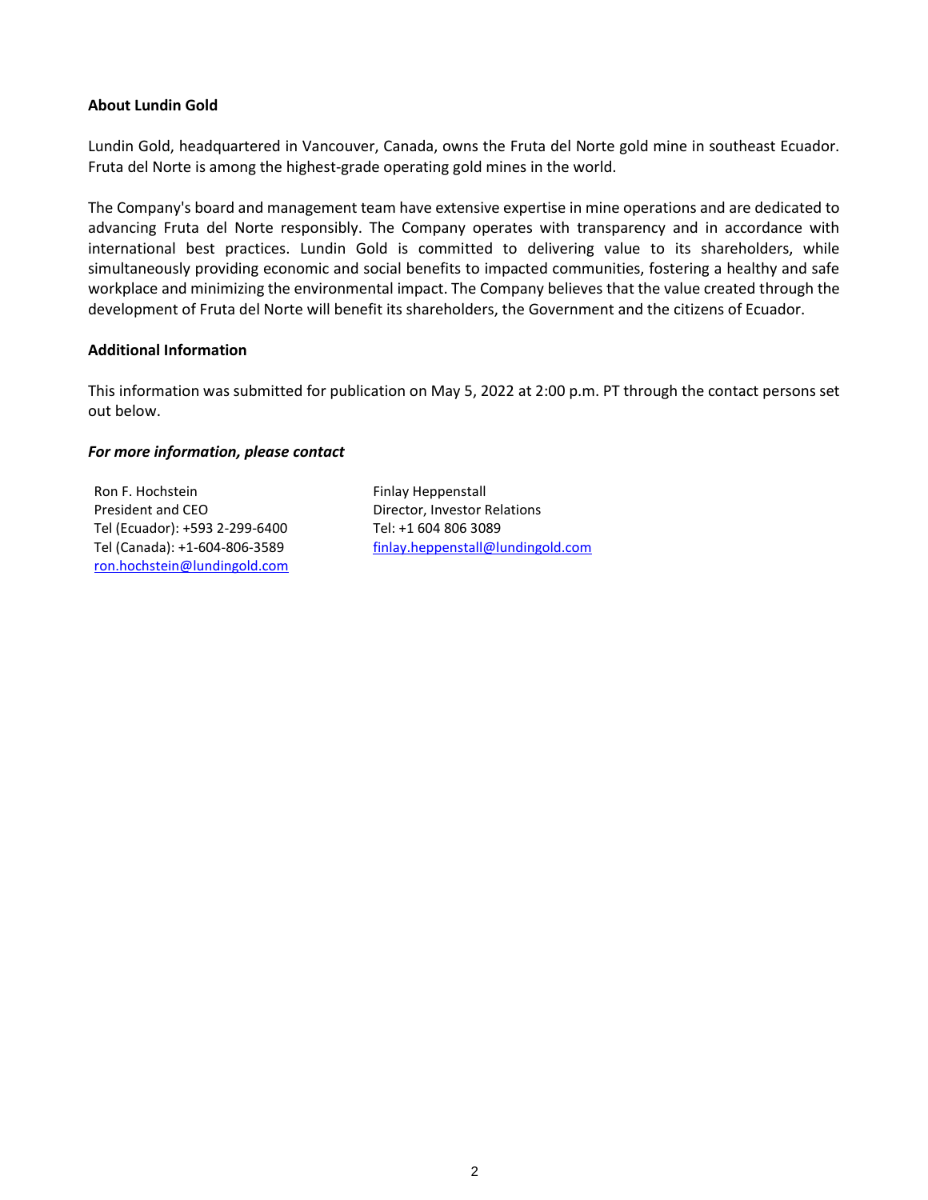**About Lundin Gold**

Lundin Gold, headquartered in Vancouver, Canada, owns the Fruta del Norte gold mine in southeast Ecuador. Fruta del Norte is among the highest-grade operating gold mines in the world.

The Company's board and management team have extensive expertise in mine operations and are dedicated to advancing Fruta del Norte responsibly. The Company operates with transparency and in accordance with international best practices. Lundin Gold is committed to delivering value to its shareholders, while simultaneously providing economic and social benefits to impacted communities, fostering a healthy and safe workplace and minimizing the environmental impact. The Company believes that the value created through the development of Fruta del Norte will benefit its shareholders, the Government and the citizens of Ecuador.

**Additional Information**

This information was submitted for publication on May 5, 2022 at 2:00 p.m. PT through the contact persons set out below.

***For more information, please contact***

Ron F. Hochstein
President and CEO
Tel (Ecuador): +593 2-299-6400
Tel (Canada): +1-604-806-3589
ron.hochstein@lundingold.com

Finlay Heppenstall
Director, Investor Relations
Tel: +1 604 806 3089
finlay.heppenstall@lundingold.com